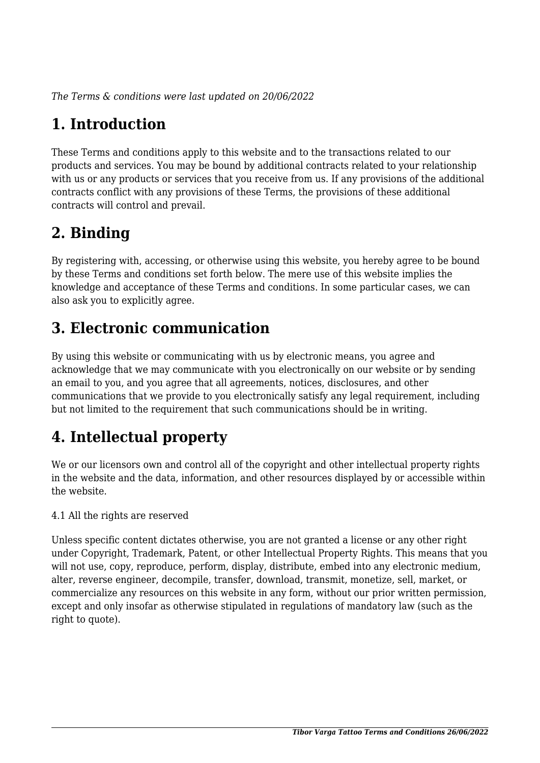*The Terms & conditions were last updated on 20/06/2022*

# 1. Introduction

These Terms and conditions apply to this website and to the transactions related to our products and services. You may be bound by additional contracts related to your relationship with us or any products or services that you receive from us. If any provisions of the additional contracts conflict with any provisions of these Terms, the provisions of these additional contracts will control and prevail.

# 2. Binding

By registering with, accessing, or otherwise using this website, you hereby agree to be bound by these Terms and conditions set forth below. The mere use of this website implies the knowledge and acceptance of these Terms and conditions. In some particular cases, we can also ask you to explicitly agree.

# 3. Electronic communication

By using this website or communicating with us by electronic means, you agree and acknowledge that we may communicate with you electronically on our website or by sending an email to you, and you agree that all agreements, notices, disclosures, and other communications that we provide to you electronically satisfy any legal requirement, including but not limited to the requirement that such communications should be in writing.

# 4. Intellectual property

We or our licensors own and control all of the copyright and other intellectual property rights in the website and the data, information, and other resources displayed by or accessible within the website.

4.1 All the rights are reserved

Unless specific content dictates otherwise, you are not granted a license or any other right under Copyright, Trademark, Patent, or other Intellectual Property Rights. This means that you will not use, copy, reproduce, perform, display, distribute, embed into any electronic medium, alter, reverse engineer, decompile, transfer, download, transmit, monetize, sell, market, or commercialize any resources on this website in any form, without our prior written permission, except and only insofar as otherwise stipulated in regulations of mandatory law (such as the right to quote).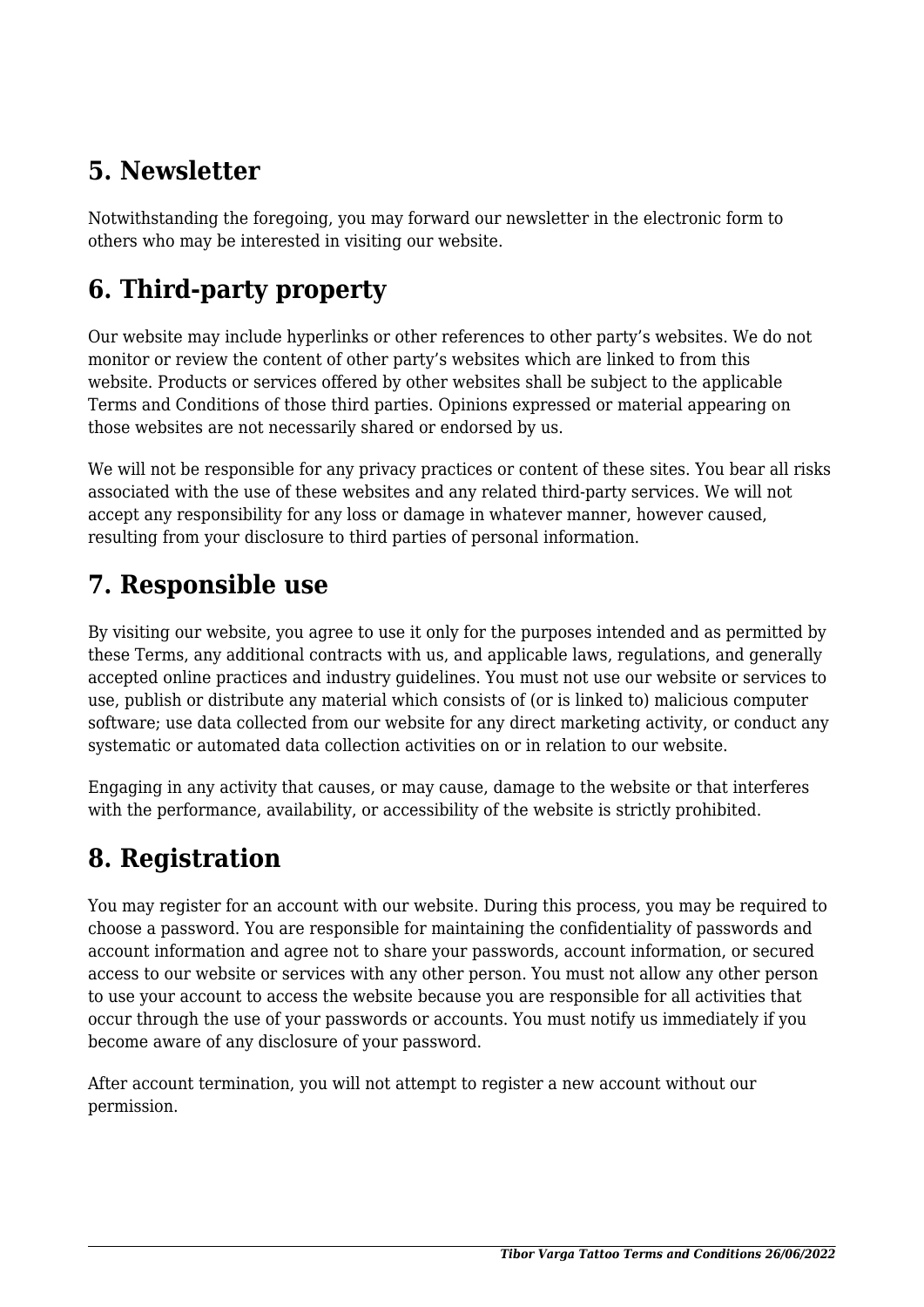## 5. Newsletter

Notwithstanding the foregoing, you may forward our newsletter in the electronic form to others who may be interested in visiting our website.

## 6. Third-party property

Our website may include hyperlinks or other references to other party's websites. We do not monitor or review the content of other party's websites which are linked to from this website. Products or services offered by other websites shall be subject to the applicable Terms and Conditions of those third parties. Opinions expressed or material appearing on those websites are not necessarily shared or endorsed by us.

We will not be responsible for any privacy practices or content of these sites. You bear all risks associated with the use of these websites and any related third-party services. We will not accept any responsibility for any loss or damage in whatever manner, however caused, resulting from your disclosure to third parties of personal information.

## 7. Responsible use

By visiting our website, you agree to use it only for the purposes intended and as permitted by these Terms, any additional contracts with us, and applicable laws, regulations, and generally accepted online practices and industry guidelines. You must not use our website or services to use, publish or distribute any material which consists of (or is linked to) malicious computer software; use data collected from our website for any direct marketing activity, or conduct any systematic or automated data collection activities on or in relation to our website.

Engaging in any activity that causes, or may cause, damage to the website or that interferes with the performance, availability, or accessibility of the website is strictly prohibited.

## 8. Registration

You may register for an account with our website. During this process, you may be required to choose a password. You are responsible for maintaining the confidentiality of passwords and account information and agree not to share your passwords, account information, or secured access to our website or services with any other person. You must not allow any other person to use your account to access the website because you are responsible for all activities that occur through the use of your passwords or accounts. You must notify us immediately if you become aware of any disclosure of your password.

After account termination, you will not attempt to register a new account without our permission.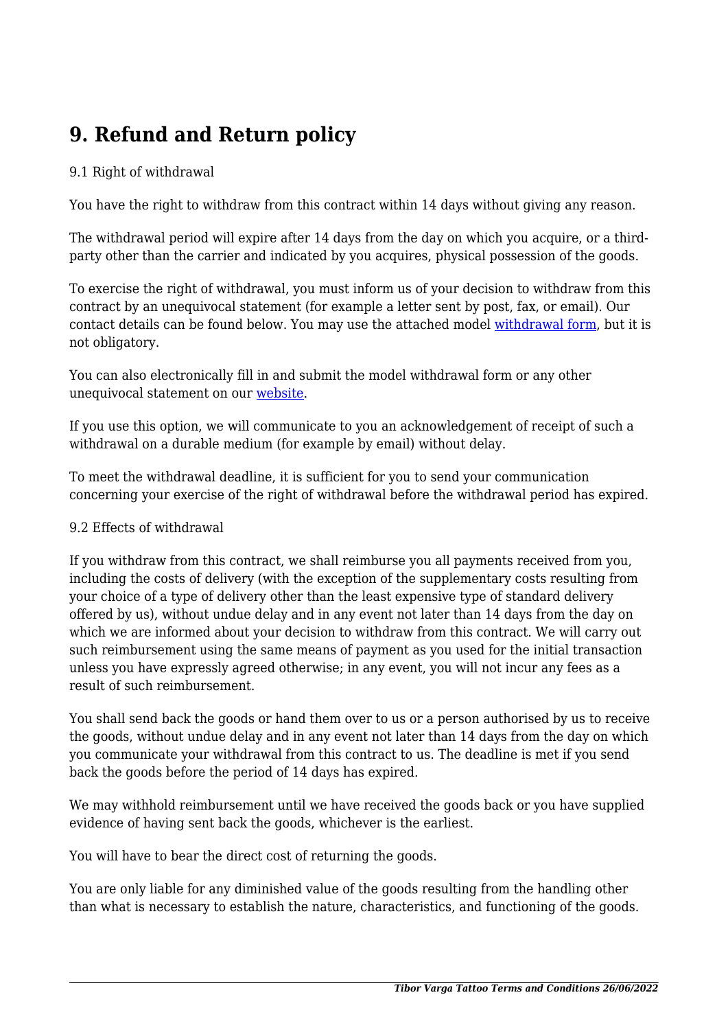## 9. Refund and Return policy

9.1 Right of withdrawal

You have the right to withdraw from this contract within 14 days without giving any reason.

The withdrawal period will expire after 14 days from the day on which you acquire, or a third-party other than the carrier and indicated by you acquires, physical possession of the goods.

To exercise the right of withdrawal, you must inform us of your decision to withdraw from this contract by an unequivocal statement (for example a letter sent by post, fax, or email). Our contact details can be found below. You may use the attached model withdrawal form, but it is not obligatory.

You can also electronically fill in and submit the model withdrawal form or any other unequivocal statement on our website.

If you use this option, we will communicate to you an acknowledgement of receipt of such a withdrawal on a durable medium (for example by email) without delay.

To meet the withdrawal deadline, it is sufficient for you to send your communication concerning your exercise of the right of withdrawal before the withdrawal period has expired.

9.2 Effects of withdrawal

If you withdraw from this contract, we shall reimburse you all payments received from you, including the costs of delivery (with the exception of the supplementary costs resulting from your choice of a type of delivery other than the least expensive type of standard delivery offered by us), without undue delay and in any event not later than 14 days from the day on which we are informed about your decision to withdraw from this contract. We will carry out such reimbursement using the same means of payment as you used for the initial transaction unless you have expressly agreed otherwise; in any event, you will not incur any fees as a result of such reimbursement.

You shall send back the goods or hand them over to us or a person authorised by us to receive the goods, without undue delay and in any event not later than 14 days from the day on which you communicate your withdrawal from this contract to us. The deadline is met if you send back the goods before the period of 14 days has expired.

We may withhold reimbursement until we have received the goods back or you have supplied evidence of having sent back the goods, whichever is the earliest.

You will have to bear the direct cost of returning the goods.

You are only liable for any diminished value of the goods resulting from the handling other than what is necessary to establish the nature, characteristics, and functioning of the goods.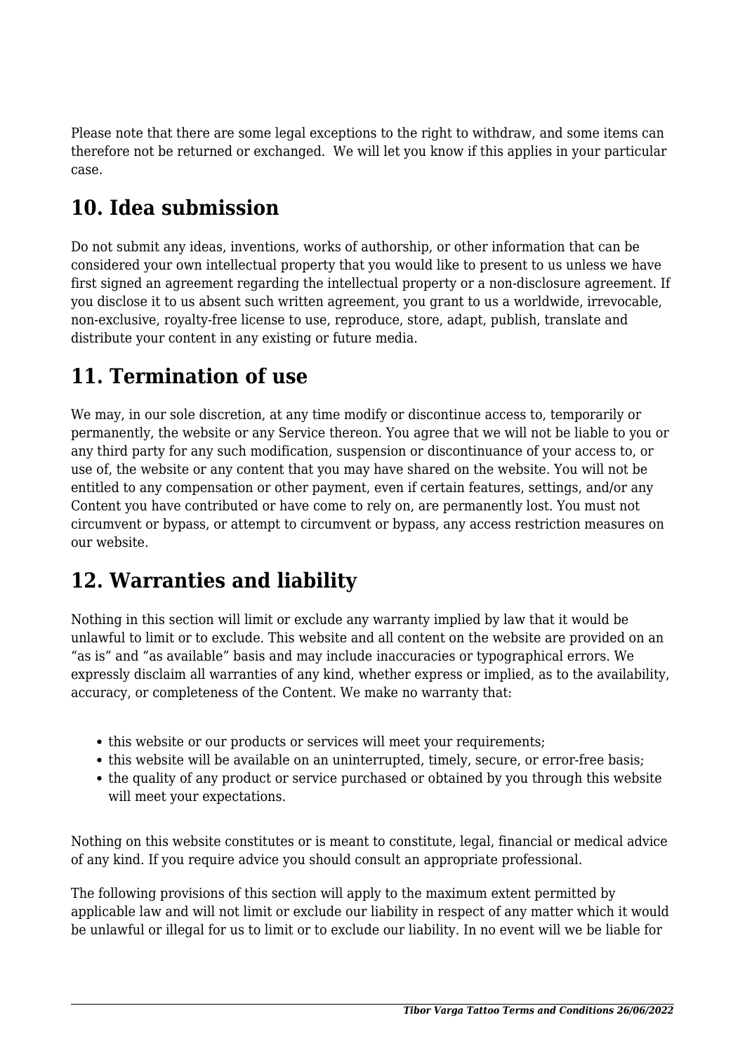Please note that there are some legal exceptions to the right to withdraw, and some items can therefore not be returned or exchanged.  We will let you know if this applies in your particular case.

## 10. Idea submission

Do not submit any ideas, inventions, works of authorship, or other information that can be considered your own intellectual property that you would like to present to us unless we have first signed an agreement regarding the intellectual property or a non-disclosure agreement. If you disclose it to us absent such written agreement, you grant to us a worldwide, irrevocable, non-exclusive, royalty-free license to use, reproduce, store, adapt, publish, translate and distribute your content in any existing or future media.

## 11. Termination of use

We may, in our sole discretion, at any time modify or discontinue access to, temporarily or permanently, the website or any Service thereon. You agree that we will not be liable to you or any third party for any such modification, suspension or discontinuance of your access to, or use of, the website or any content that you may have shared on the website. You will not be entitled to any compensation or other payment, even if certain features, settings, and/or any Content you have contributed or have come to rely on, are permanently lost. You must not circumvent or bypass, or attempt to circumvent or bypass, any access restriction measures on our website.

## 12. Warranties and liability

Nothing in this section will limit or exclude any warranty implied by law that it would be unlawful to limit or to exclude. This website and all content on the website are provided on an “as is” and “as available” basis and may include inaccuracies or typographical errors. We expressly disclaim all warranties of any kind, whether express or implied, as to the availability, accuracy, or completeness of the Content. We make no warranty that:

- this website or our products or services will meet your requirements;
- this website will be available on an uninterrupted, timely, secure, or error-free basis;
- the quality of any product or service purchased or obtained by you through this website will meet your expectations.

Nothing on this website constitutes or is meant to constitute, legal, financial or medical advice of any kind. If you require advice you should consult an appropriate professional.

The following provisions of this section will apply to the maximum extent permitted by applicable law and will not limit or exclude our liability in respect of any matter which it would be unlawful or illegal for us to limit or to exclude our liability. In no event will we be liable for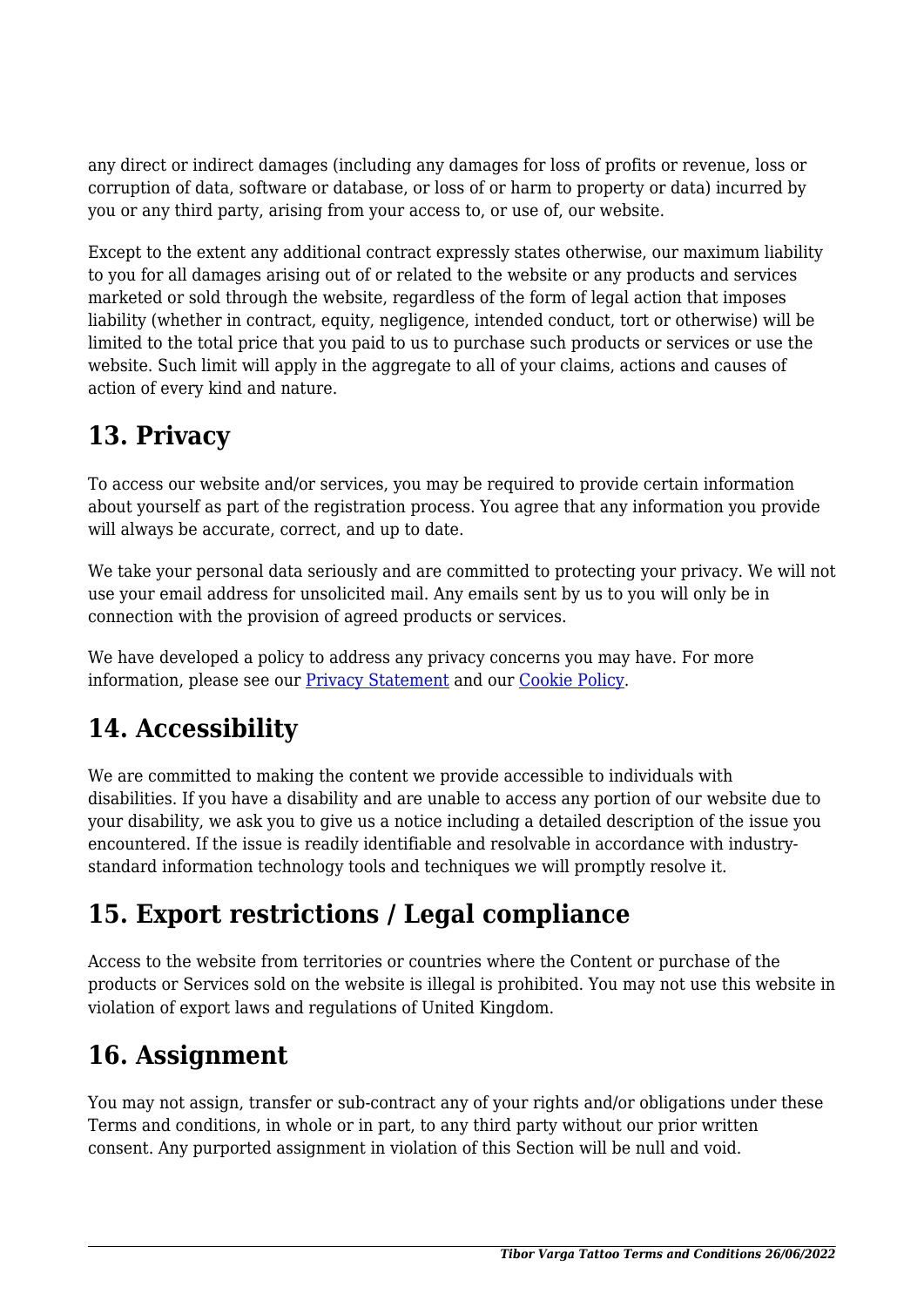any direct or indirect damages (including any damages for loss of profits or revenue, loss or corruption of data, software or database, or loss of or harm to property or data) incurred by you or any third party, arising from your access to, or use of, our website.

Except to the extent any additional contract expressly states otherwise, our maximum liability to you for all damages arising out of or related to the website or any products and services marketed or sold through the website, regardless of the form of legal action that imposes liability (whether in contract, equity, negligence, intended conduct, tort or otherwise) will be limited to the total price that you paid to us to purchase such products or services or use the website. Such limit will apply in the aggregate to all of your claims, actions and causes of action of every kind and nature.

## 13. Privacy

To access our website and/or services, you may be required to provide certain information about yourself as part of the registration process. You agree that any information you provide will always be accurate, correct, and up to date.

We take your personal data seriously and are committed to protecting your privacy. We will not use your email address for unsolicited mail. Any emails sent by us to you will only be in connection with the provision of agreed products or services.

We have developed a policy to address any privacy concerns you may have. For more information, please see our Privacy Statement and our Cookie Policy.

## 14. Accessibility

We are committed to making the content we provide accessible to individuals with disabilities. If you have a disability and are unable to access any portion of our website due to your disability, we ask you to give us a notice including a detailed description of the issue you encountered. If the issue is readily identifiable and resolvable in accordance with industry-standard information technology tools and techniques we will promptly resolve it.

## 15. Export restrictions / Legal compliance

Access to the website from territories or countries where the Content or purchase of the products or Services sold on the website is illegal is prohibited. You may not use this website in violation of export laws and regulations of United Kingdom.

## 16. Assignment

You may not assign, transfer or sub-contract any of your rights and/or obligations under these Terms and conditions, in whole or in part, to any third party without our prior written consent. Any purported assignment in violation of this Section will be null and void.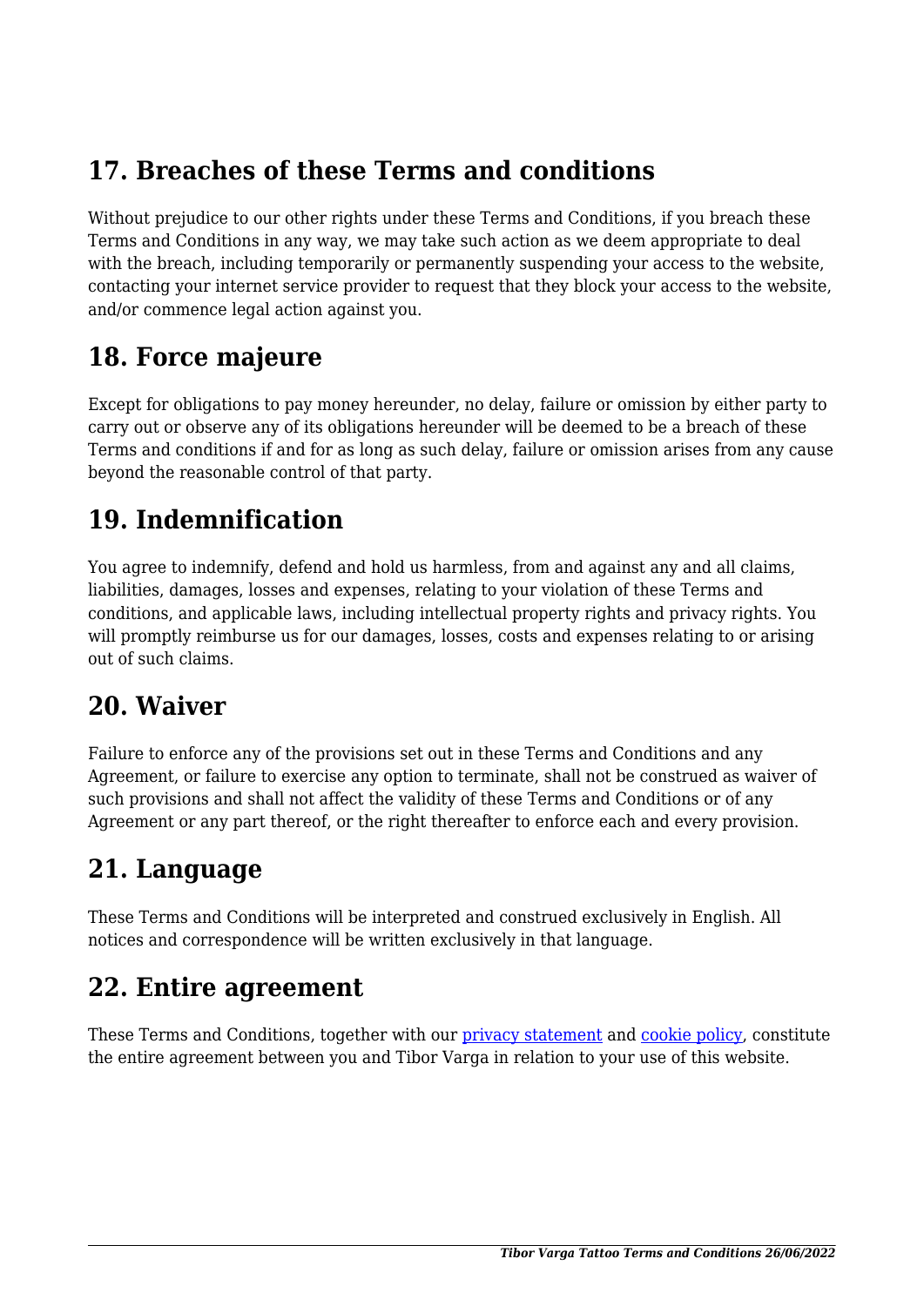## 17. Breaches of these Terms and conditions

Without prejudice to our other rights under these Terms and Conditions, if you breach these Terms and Conditions in any way, we may take such action as we deem appropriate to deal with the breach, including temporarily or permanently suspending your access to the website, contacting your internet service provider to request that they block your access to the website, and/or commence legal action against you.

## 18. Force majeure

Except for obligations to pay money hereunder, no delay, failure or omission by either party to carry out or observe any of its obligations hereunder will be deemed to be a breach of these Terms and conditions if and for as long as such delay, failure or omission arises from any cause beyond the reasonable control of that party.

## 19. Indemnification

You agree to indemnify, defend and hold us harmless, from and against any and all claims, liabilities, damages, losses and expenses, relating to your violation of these Terms and conditions, and applicable laws, including intellectual property rights and privacy rights. You will promptly reimburse us for our damages, losses, costs and expenses relating to or arising out of such claims.

## 20. Waiver

Failure to enforce any of the provisions set out in these Terms and Conditions and any Agreement, or failure to exercise any option to terminate, shall not be construed as waiver of such provisions and shall not affect the validity of these Terms and Conditions or of any Agreement or any part thereof, or the right thereafter to enforce each and every provision.

## 21. Language

These Terms and Conditions will be interpreted and construed exclusively in English. All notices and correspondence will be written exclusively in that language.

## 22. Entire agreement

These Terms and Conditions, together with our privacy statement and cookie policy, constitute the entire agreement between you and Tibor Varga in relation to your use of this website.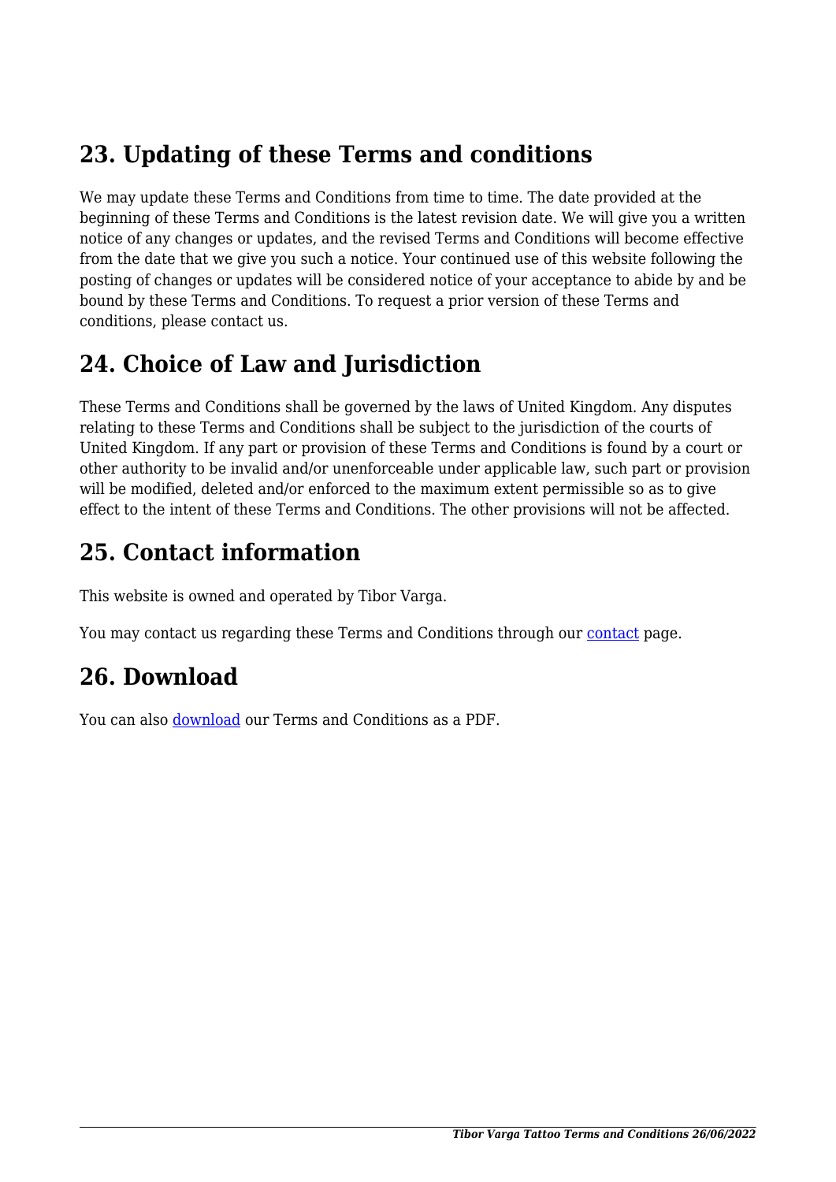## 23. Updating of these Terms and conditions

We may update these Terms and Conditions from time to time. The date provided at the beginning of these Terms and Conditions is the latest revision date. We will give you a written notice of any changes or updates, and the revised Terms and Conditions will become effective from the date that we give you such a notice. Your continued use of this website following the posting of changes or updates will be considered notice of your acceptance to abide by and be bound by these Terms and Conditions. To request a prior version of these Terms and conditions, please contact us.

## 24. Choice of Law and Jurisdiction

These Terms and Conditions shall be governed by the laws of United Kingdom. Any disputes relating to these Terms and Conditions shall be subject to the jurisdiction of the courts of United Kingdom. If any part or provision of these Terms and Conditions is found by a court or other authority to be invalid and/or unenforceable under applicable law, such part or provision will be modified, deleted and/or enforced to the maximum extent permissible so as to give effect to the intent of these Terms and Conditions. The other provisions will not be affected.

## 25. Contact information

This website is owned and operated by Tibor Varga.

You may contact us regarding these Terms and Conditions through our contact page.

## 26. Download

You can also download our Terms and Conditions as a PDF.